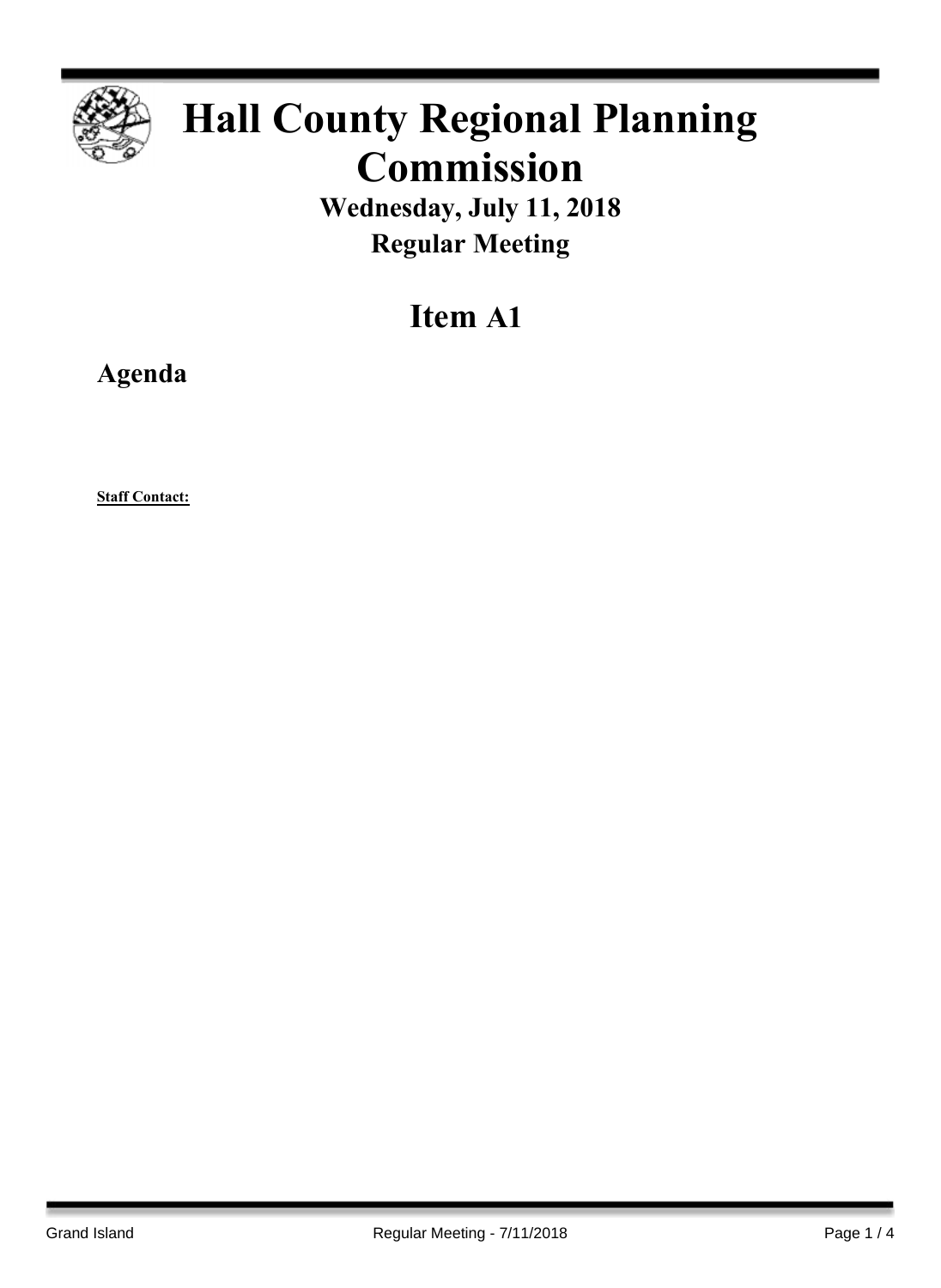# Hall County Regional Planning Commission

**Wednesday, July 11, 2018**
**Regular Meeting**

## Item A1

### Agenda

**Staff Contact:**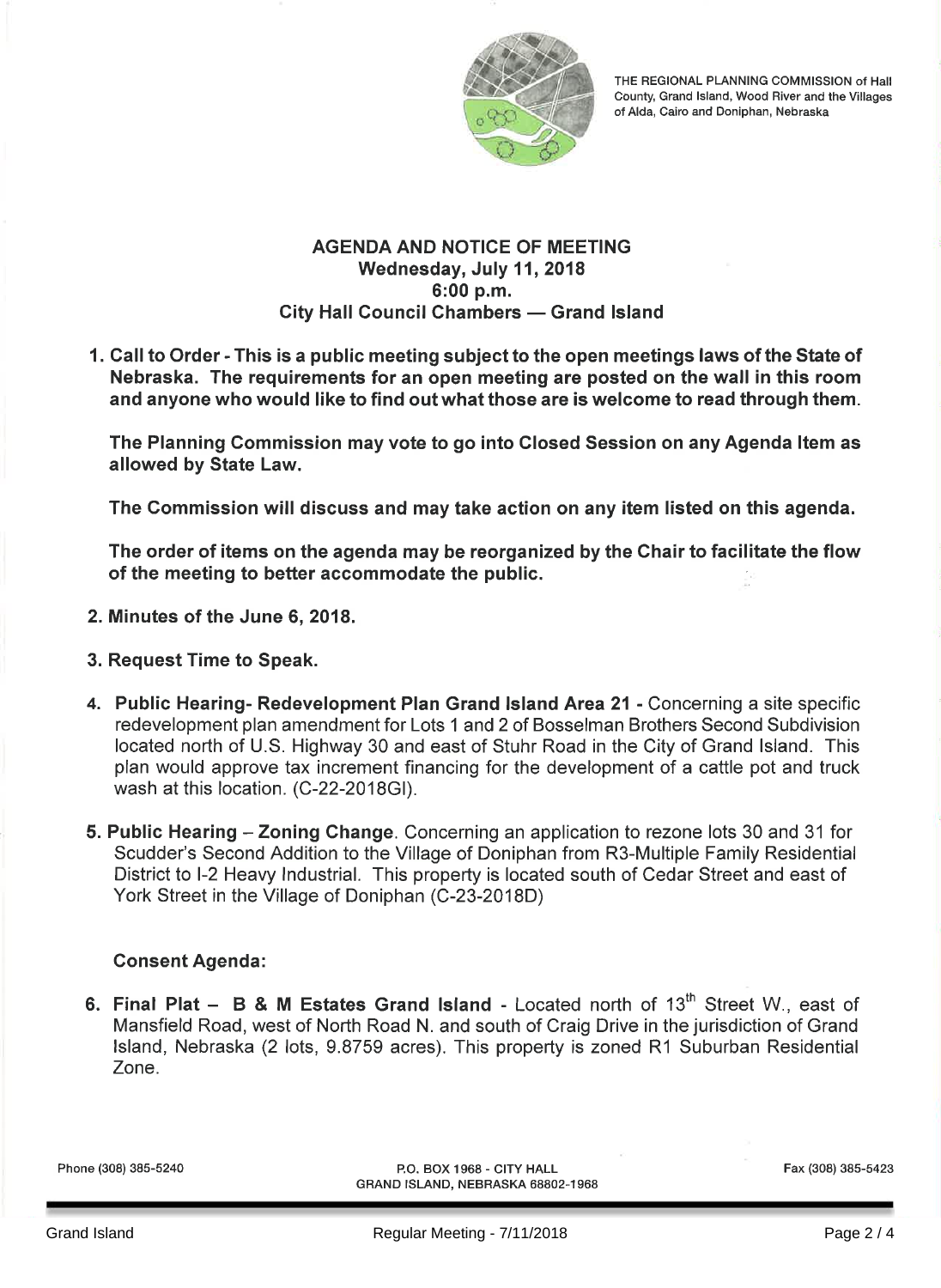THE REGIONAL PLANNING COMMISSION of Hall County, Grand Island, Wood River and the Villages of Alda, Cairo and Doniphan, Nebraska

## AGENDA AND NOTICE OF MEETING
**Wednesday, July 11, 2018**
**6:00 p.m.**
**City Hall Council Chambers — Grand Island**

1. **Call to Order - This is a public meeting subject to the open meetings laws of the State of Nebraska. The requirements for an open meeting are posted on the wall in this room and anyone who would like to find out what those are is welcome to read through them.**

   **The Planning Commission may vote to go into Closed Session on any Agenda Item as allowed by State Law.**

   **The Commission will discuss and may take action on any item listed on this agenda.**

   **The order of items on the agenda may be reorganized by the Chair to facilitate the flow of the meeting to better accommodate the public.**

2. **Minutes of the June 6, 2018.**

3. **Request Time to Speak.**

4. **Public Hearing- Redevelopment Plan Grand Island Area 21 -** Concerning a site specific redevelopment plan amendment for Lots 1 and 2 of Bosselman Brothers Second Subdivision located north of U.S. Highway 30 and east of Stuhr Road in the City of Grand Island. This plan would approve tax increment financing for the development of a cattle pot and truck wash at this location. (C-22-2018GI).

5. **Public Hearing – Zoning Change**. Concerning an application to rezone lots 30 and 31 for Scudder's Second Addition to the Village of Doniphan from R3-Multiple Family Residential District to I-2 Heavy Industrial. This property is located south of Cedar Street and east of York Street in the Village of Doniphan (C-23-2018D)

   **Consent Agenda:**

6. **Final Plat – B & M Estates Grand Island** - Located north of 13th Street W., east of Mansfield Road, west of North Road N. and south of Craig Drive in the jurisdiction of Grand Island, Nebraska (2 lots, 9.8759 acres). This property is zoned R1 Suburban Residential Zone.

Phone (308) 385-5240 | P.O. BOX 1968 - CITY HALL GRAND ISLAND, NEBRASKA 68802-1968 | Fax (308) 385-5423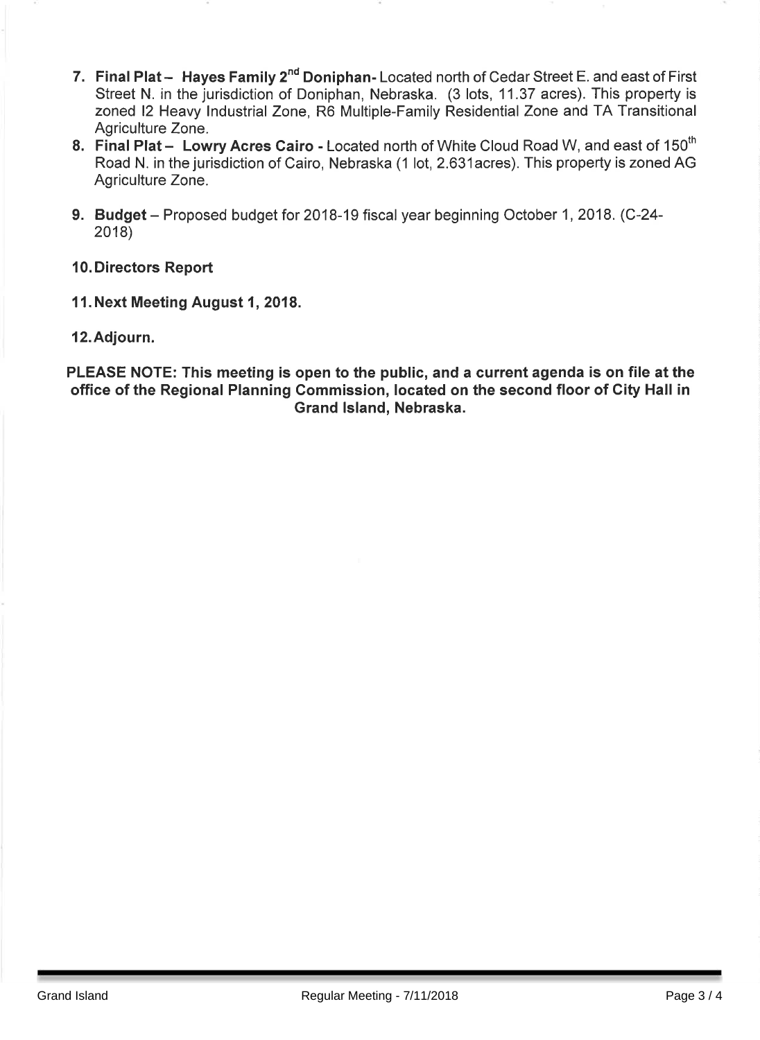7. **Final Plat – Hayes Family 2nd Doniphan-** Located north of Cedar Street E. and east of First Street N. in the jurisdiction of Doniphan, Nebraska. (3 lots, 11.37 acres). This property is zoned I2 Heavy Industrial Zone, R6 Multiple-Family Residential Zone and TA Transitional Agriculture Zone.
8. **Final Plat – Lowry Acres Cairo -** Located north of White Cloud Road W, and east of 150th Road N. in the jurisdiction of Cairo, Nebraska (1 lot, 2.631acres). This property is zoned AG Agriculture Zone.
9. **Budget** – Proposed budget for 2018-19 fiscal year beginning October 1, 2018. (C-24-2018)
10. **Directors Report**
11. **Next Meeting August 1, 2018.**
12. **Adjourn.**

**PLEASE NOTE: This meeting is open to the public, and a current agenda is on file at the office of the Regional Planning Commission, located on the second floor of City Hall in Grand Island, Nebraska.**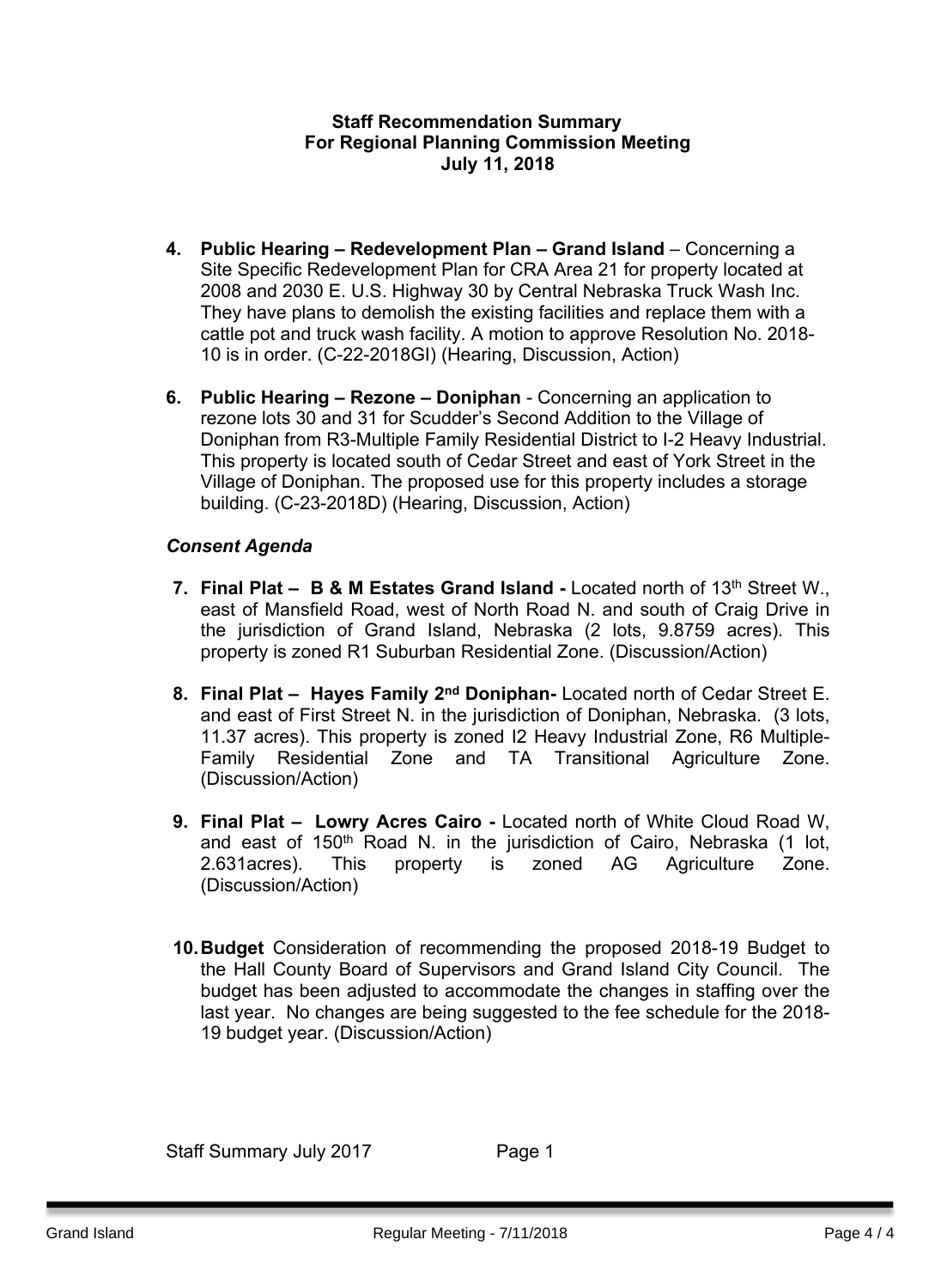**Staff Recommendation Summary**
**For Regional Planning Commission Meeting**
**July 11, 2018**

4. **Public Hearing – Redevelopment Plan – Grand Island** – Concerning a Site Specific Redevelopment Plan for CRA Area 21 for property located at 2008 and 2030 E. U.S. Highway 30 by Central Nebraska Truck Wash Inc. They have plans to demolish the existing facilities and replace them with a cattle pot and truck wash facility. A motion to approve Resolution No. 2018-10 is in order. (C-22-2018GI) (Hearing, Discussion, Action)

6. **Public Hearing – Rezone – Doniphan** - Concerning an application to rezone lots 30 and 31 for Scudder's Second Addition to the Village of Doniphan from R3-Multiple Family Residential District to I-2 Heavy Industrial. This property is located south of Cedar Street and east of York Street in the Village of Doniphan. The proposed use for this property includes a storage building. (C-23-2018D) (Hearing, Discussion, Action)

***Consent Agenda***

7. **Final Plat – B & M Estates Grand Island -** Located north of 13th Street W., east of Mansfield Road, west of North Road N. and south of Craig Drive in the jurisdiction of Grand Island, Nebraska (2 lots, 9.8759 acres). This property is zoned R1 Suburban Residential Zone. (Discussion/Action)

8. **Final Plat – Hayes Family 2nd Doniphan-** Located north of Cedar Street E. and east of First Street N. in the jurisdiction of Doniphan, Nebraska. (3 lots, 11.37 acres). This property is zoned I2 Heavy Industrial Zone, R6 Multiple-Family Residential Zone and TA Transitional Agriculture Zone. (Discussion/Action)

9. **Final Plat – Lowry Acres Cairo -** Located north of White Cloud Road W, and east of 150th Road N. in the jurisdiction of Cairo, Nebraska (1 lot, 2.631acres). This property is zoned AG Agriculture Zone. (Discussion/Action)

10. **Budget** Consideration of recommending the proposed 2018-19 Budget to the Hall County Board of Supervisors and Grand Island City Council. The budget has been adjusted to accommodate the changes in staffing over the last year. No changes are being suggested to the fee schedule for the 2018-19 budget year. (Discussion/Action)

Staff Summary July 2017 Page 1